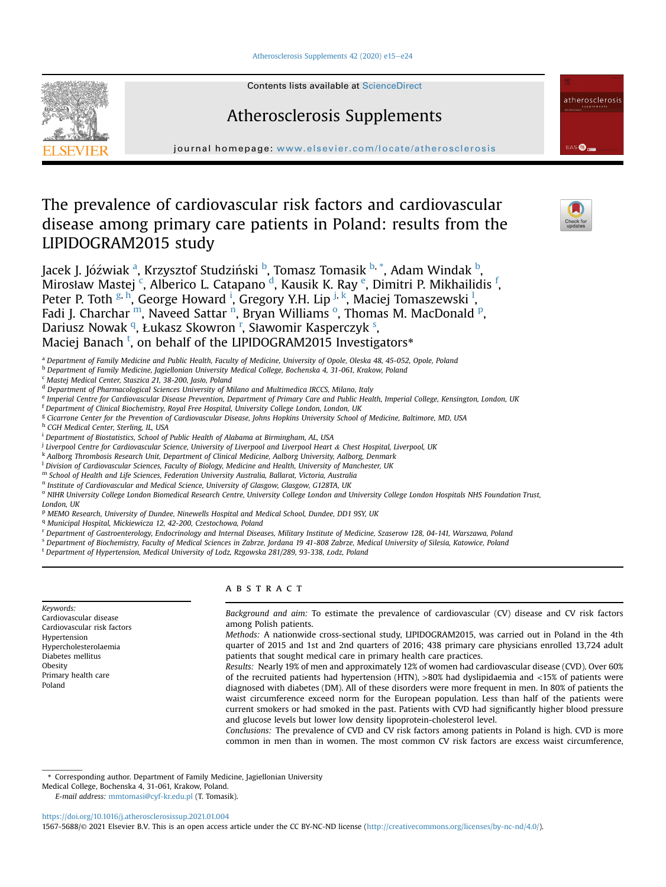# The prevalence of cardiovascular risk factors and cardiovascular disease among primary care patients in Poland: results from the LIPIDOGRAM2015 study

Jacek J. Jóźwiak [a], Krzysztof Studziński [b], Tomasz Tomasik [b,*], Adam Windak [b], Mirosław Mastej [c], Alberico L. Catapano [d], Kausik K. Ray [e], Dimitri P. Mikhailidis [f], Peter P. Toth [g,h], George Howard [i], Gregory Y.H. Lip [j,k], Maciej Tomaszewski [l], Fadi J. Charchar [m], Naveed Sattar [n], Bryan Williams [o], Thomas M. MacDonald [p], Dariusz Nowak [q], Łukasz Skowron [r], Sławomir Kasperczyk [s], Maciej Banach [t], on behalf of the LIPIDOGRAM2015 Investigators*

[a] Department of Family Medicine and Public Health, Faculty of Medicine, University of Opole, Oleska 48, 45-052, Opole, Poland
[b] Department of Family Medicine, Jagiellonian University Medical College, Bochenska 4, 31-061, Krakow, Poland
[c] Mastej Medical Center, Staszica 21, 38-200, Jasło, Poland
[d] Department of Pharmacological Sciences University of Milano and Multimedica IRCCS, Milano, Italy
[e] Imperial Centre for Cardiovascular Disease Prevention, Department of Primary Care and Public Health, Imperial College, Kensington, London, UK
[f] Department of Clinical Biochemistry, Royal Free Hospital, University College London, London, UK
[g] Cicarrone Center for the Prevention of Cardiovascular Disease, Johns Hopkins University School of Medicine, Baltimore, MD, USA
[h] CGH Medical Center, Sterling, IL, USA
[i] Department of Biostatistics, School of Public Health of Alabama at Birmingham, AL, USA
[j] Liverpool Centre for Cardiovascular Science, University of Liverpool and Liverpool Heart & Chest Hospital, Liverpool, UK
[k] Aalborg Thrombosis Research Unit, Department of Clinical Medicine, Aalborg University, Aalborg, Denmark
[l] Division of Cardiovascular Sciences, Faculty of Biology, Medicine and Health, University of Manchester, UK
[m] School of Health and Life Sciences, Federation University Australia, Ballarat, Victoria, Australia
[n] Institute of Cardiovascular and Medical Science, University of Glasgow, Glasgow, G128TA, UK
[o] NIHR University College London Biomedical Research Centre, University College London and University College London Hospitals NHS Foundation Trust, London, UK
[p] MEMO Research, University of Dundee, Ninewells Hospital and Medical School, Dundee, DD1 9SY, UK
[q] Municipal Hospital, Mickiewicza 12, 42-200, Czestochowa, Poland
[r] Department of Gastroenterology, Endocrinology and Internal Diseases, Military Institute of Medicine, Szaserow 128, 04-141, Warszawa, Poland
[s] Department of Biochemistry, Faculty of Medical Sciences in Zabrze, Jordana 19 41-808 Zabrze, Medical University of Silesia, Katowice, Poland
[t] Department of Hypertension, Medical University of Lodz, Rzgowska 281/289, 93-338, Łodz, Poland

*Keywords:*
Cardiovascular disease
Cardiovascular risk factors
Hypertension
Hypercholesterolaemia
Diabetes mellitus
Obesity
Primary health care
Poland

## ABSTRACT

*Background and aim:* To estimate the prevalence of cardiovascular (CV) disease and CV risk factors among Polish patients.

*Methods:* A nationwide cross-sectional study, LIPIDOGRAM2015, was carried out in Poland in the 4th quarter of 2015 and 1st and 2nd quarters of 2016; 438 primary care physicians enrolled 13,724 adult patients that sought medical care in primary health care practices.

*Results:* Nearly 19% of men and approximately 12% of women had cardiovascular disease (CVD). Over 60% of the recruited patients had hypertension (HTN), >80% had dyslipidaemia and <15% of patients were diagnosed with diabetes (DM). All of these disorders were more frequent in men. In 80% of patients the waist circumference exceed norm for the European population. Less than half of the patients were current smokers or had smoked in the past. Patients with CVD had significantly higher blood pressure and glucose levels but lower low density lipoprotein-cholesterol level.

*Conclusions:* The prevalence of CVD and CV risk factors among patients in Poland is high. CVD is more common in men than in women. The most common CV risk factors are excess waist circumference,

\* Corresponding author. Department of Family Medicine, Jagiellonian University Medical College, Bochenska 4, 31-061, Krakow, Poland.
*E-mail address:* mmtomasi@cyf-kr.edu.pl (T. Tomasik).

https://doi.org/10.1016/j.atherosclerosissup.2021.01.004
1567-5688/© 2021 Elsevier B.V. This is an open access article under the CC BY-NC-ND license (http://creativecommons.org/licenses/by-nc-nd/4.0/).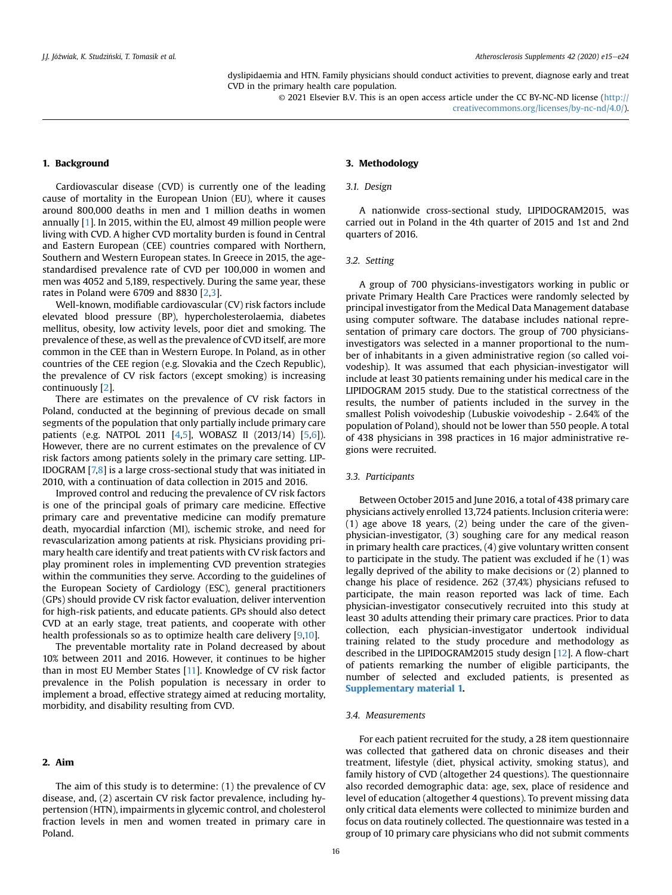dyslipidaemia and HTN. Family physicians should conduct activities to prevent, diagnose early and treat CVD in the primary health care population.

© 2021 Elsevier B.V. This is an open access article under the CC BY-NC-ND license (http://creativecommons.org/licenses/by-nc-nd/4.0/).

## 1. Background

Cardiovascular disease (CVD) is currently one of the leading cause of mortality in the European Union (EU), where it causes around 800,000 deaths in men and 1 million deaths in women annually [1]. In 2015, within the EU, almost 49 million people were living with CVD. A higher CVD mortality burden is found in Central and Eastern European (CEE) countries compared with Northern, Southern and Western European states. In Greece in 2015, the age-standardised prevalence rate of CVD per 100,000 in women and men was 4052 and 5,189, respectively. During the same year, these rates in Poland were 6709 and 8830 [2,3].

Well-known, modifiable cardiovascular (CV) risk factors include elevated blood pressure (BP), hypercholesterolaemia, diabetes mellitus, obesity, low activity levels, poor diet and smoking. The prevalence of these, as well as the prevalence of CVD itself, are more common in the CEE than in Western Europe. In Poland, as in other countries of the CEE region (e.g. Slovakia and the Czech Republic), the prevalence of CV risk factors (except smoking) is increasing continuously [2].

There are estimates on the prevalence of CV risk factors in Poland, conducted at the beginning of previous decade on small segments of the population that only partially include primary care patients (e.g. NATPOL 2011 [4,5], WOBASZ II (2013/14) [5,6]). However, there are no current estimates on the prevalence of CV risk factors among patients solely in the primary care setting. LIPIDOGRAM [7,8] is a large cross-sectional study that was initiated in 2010, with a continuation of data collection in 2015 and 2016.

Improved control and reducing the prevalence of CV risk factors is one of the principal goals of primary care medicine. Effective primary care and preventative medicine can modify premature death, myocardial infarction (MI), ischemic stroke, and need for revascularization among patients at risk. Physicians providing primary health care identify and treat patients with CV risk factors and play prominent roles in implementing CVD prevention strategies within the communities they serve. According to the guidelines of the European Society of Cardiology (ESC), general practitioners (GPs) should provide CV risk factor evaluation, deliver intervention for high-risk patients, and educate patients. GPs should also detect CVD at an early stage, treat patients, and cooperate with other health professionals so as to optimize health care delivery [9,10].

The preventable mortality rate in Poland decreased by about 10% between 2011 and 2016. However, it continues to be higher than in most EU Member States [11]. Knowledge of CV risk factor prevalence in the Polish population is necessary in order to implement a broad, effective strategy aimed at reducing mortality, morbidity, and disability resulting from CVD.

## 2. Aim

The aim of this study is to determine: (1) the prevalence of CV disease, and, (2) ascertain CV risk factor prevalence, including hypertension (HTN), impairments in glycemic control, and cholesterol fraction levels in men and women treated in primary care in Poland.

## 3. Methodology

### 3.1. Design

A nationwide cross-sectional study, LIPIDOGRAM2015, was carried out in Poland in the 4th quarter of 2015 and 1st and 2nd quarters of 2016.

### 3.2. Setting

A group of 700 physicians-investigators working in public or private Primary Health Care Practices were randomly selected by principal investigator from the Medical Data Management database using computer software. The database includes national representation of primary care doctors. The group of 700 physicians-investigators was selected in a manner proportional to the number of inhabitants in a given administrative region (so called voivodeship). It was assumed that each physician-investigator will include at least 30 patients remaining under his medical care in the LIPIDOGRAM 2015 study. Due to the statistical correctness of the results, the number of patients included in the survey in the smallest Polish voivodeship (Lubuskie voivodeship - 2.64% of the population of Poland), should not be lower than 550 people. A total of 438 physicians in 398 practices in 16 major administrative regions were recruited.

### 3.3. Participants

Between October 2015 and June 2016, a total of 438 primary care physicians actively enrolled 13,724 patients. Inclusion criteria were: (1) age above 18 years, (2) being under the care of the given-physician-investigator, (3) soughing care for any medical reason in primary health care practices, (4) give voluntary written consent to participate in the study. The patient was excluded if he (1) was legally deprived of the ability to make decisions or (2) planned to change his place of residence. 262 (37,4%) physicians refused to participate, the main reason reported was lack of time. Each physician-investigator consecutively recruited into this study at least 30 adults attending their primary care practices. Prior to data collection, each physician-investigator undertook individual training related to the study procedure and methodology as described in the LIPIDOGRAM2015 study design [12]. A flow-chart of patients remarking the number of eligible participants, the number of selected and excluded patients, is presented as **Supplementary material 1**.

### 3.4. Measurements

For each patient recruited for the study, a 28 item questionnaire was collected that gathered data on chronic diseases and their treatment, lifestyle (diet, physical activity, smoking status), and family history of CVD (altogether 24 questions). The questionnaire also recorded demographic data: age, sex, place of residence and level of education (altogether 4 questions). To prevent missing data only critical data elements were collected to minimize burden and focus on data routinely collected. The questionnaire was tested in a group of 10 primary care physicians who did not submit comments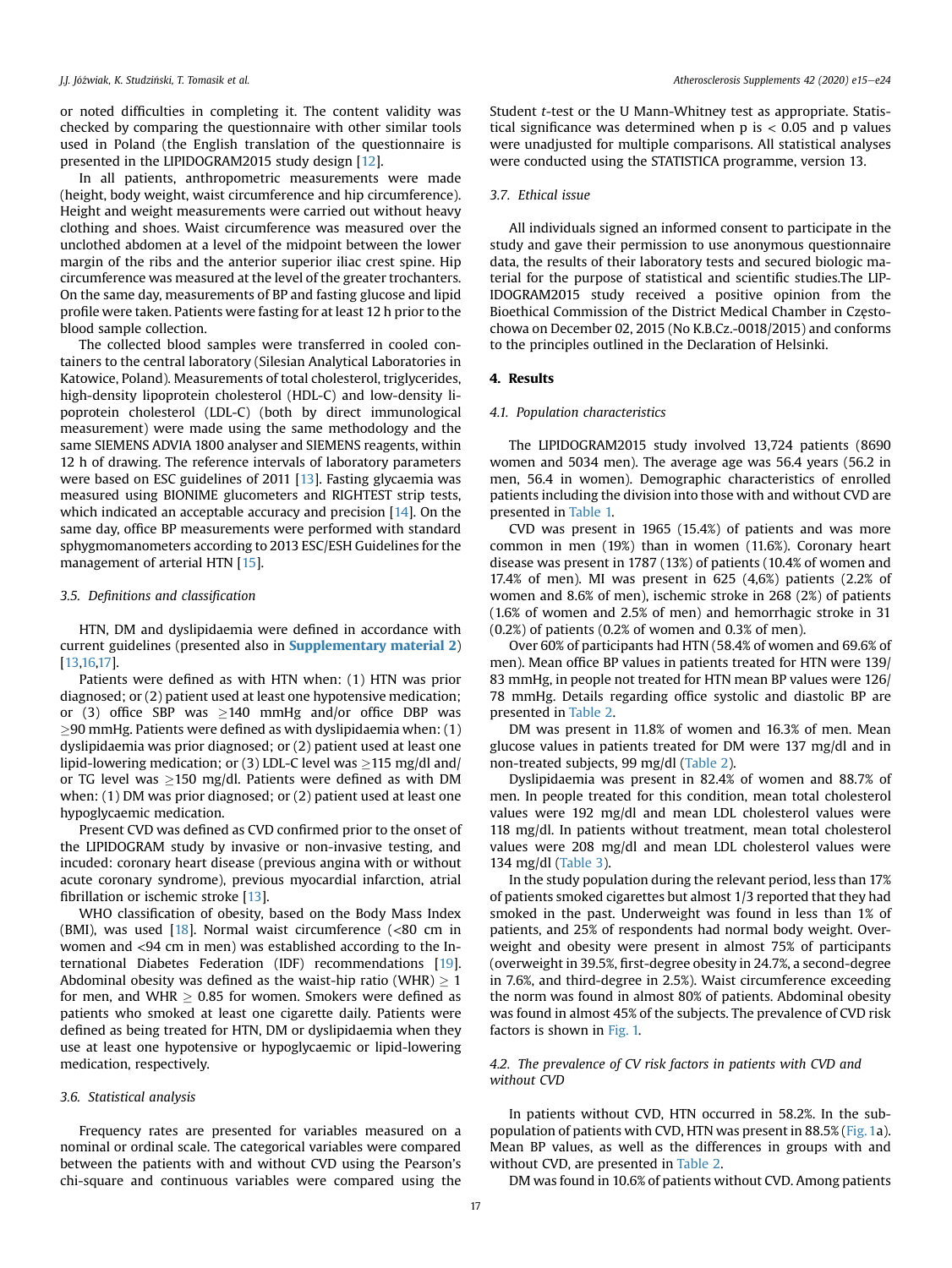or noted difficulties in completing it. The content validity was checked by comparing the questionnaire with other similar tools used in Poland (the English translation of the questionnaire is presented in the LIPIDOGRAM2015 study design [12].

In all patients, anthropometric measurements were made (height, body weight, waist circumference and hip circumference). Height and weight measurements were carried out without heavy clothing and shoes. Waist circumference was measured over the unclothed abdomen at a level of the midpoint between the lower margin of the ribs and the anterior superior iliac crest spine. Hip circumference was measured at the level of the greater trochanters. On the same day, measurements of BP and fasting glucose and lipid profile were taken. Patients were fasting for at least 12 h prior to the blood sample collection.

The collected blood samples were transferred in cooled containers to the central laboratory (Silesian Analytical Laboratories in Katowice, Poland). Measurements of total cholesterol, triglycerides, high-density lipoprotein cholesterol (HDL-C) and low-density lipoprotein cholesterol (LDL-C) (both by direct immunological measurement) were made using the same methodology and the same SIEMENS ADVIA 1800 analyser and SIEMENS reagents, within 12 h of drawing. The reference intervals of laboratory parameters were based on ESC guidelines of 2011 [13]. Fasting glycaemia was measured using BIONIME glucometers and RIGHTEST strip tests, which indicated an acceptable accuracy and precision [14]. On the same day, office BP measurements were performed with standard sphygmomanometers according to 2013 ESC/ESH Guidelines for the management of arterial HTN [15].

### 3.5. Definitions and classification

HTN, DM and dyslipidaemia were defined in accordance with current guidelines (presented also in **Supplementary material 2**) [13,16,17].

Patients were defined as with HTN when: (1) HTN was prior diagnosed; or (2) patient used at least one hypotensive medication; or (3) office SBP was $\geq$140 mmHg and/or office DBP was $\geq$90 mmHg. Patients were defined as with dyslipidaemia when: (1) dyslipidaemia was prior diagnosed; or (2) patient used at least one lipid-lowering medication; or (3) LDL-C level was $\geq$115 mg/dl and/or TG level was $\geq$150 mg/dl. Patients were defined as with DM when: (1) DM was prior diagnosed; or (2) patient used at least one hypoglycaemic medication.

Present CVD was defined as CVD confirmed prior to the onset of the LIPIDOGRAM study by invasive or non-invasive testing, and incuded: coronary heart disease (previous angina with or without acute coronary syndrome), previous myocardial infarction, atrial fibrillation or ischemic stroke [13].

WHO classification of obesity, based on the Body Mass Index (BMI), was used [18]. Normal waist circumference (<80 cm in women and <94 cm in men) was established according to the International Diabetes Federation (IDF) recommendations [19]. Abdominal obesity was defined as the waist-hip ratio (WHR) $\geq$ 1 for men, and WHR $\geq$ 0.85 for women. Smokers were defined as patients who smoked at least one cigarette daily. Patients were defined as being treated for HTN, DM or dyslipidaemia when they use at least one hypotensive or hypoglycaemic or lipid-lowering medication, respectively.

### 3.6. Statistical analysis

Frequency rates are presented for variables measured on a nominal or ordinal scale. The categorical variables were compared between the patients with and without CVD using the Pearson's chi-square and continuous variables were compared using the Student *t*-test or the U Mann-Whitney test as appropriate. Statistical significance was determined when p is < 0.05 and p values were unadjusted for multiple comparisons. All statistical analyses were conducted using the STATISTICA programme, version 13.

### 3.7. Ethical issue

All individuals signed an informed consent to participate in the study and gave their permission to use anonymous questionnaire data, the results of their laboratory tests and secured biologic material for the purpose of statistical and scientific studies.The LIPIDOGRAM2015 study received a positive opinion from the Bioethical Commission of the District Medical Chamber in Częstochowa on December 02, 2015 (No K.B.Cz.-0018/2015) and conforms to the principles outlined in the Declaration of Helsinki.

## 4. Results

### 4.1. Population characteristics

The LIPIDOGRAM2015 study involved 13,724 patients (8690 women and 5034 men). The average age was 56.4 years (56.2 in men, 56.4 in women). Demographic characteristics of enrolled patients including the division into those with and without CVD are presented in Table 1.

CVD was present in 1965 (15.4%) of patients and was more common in men (19%) than in women (11.6%). Coronary heart disease was present in 1787 (13%) of patients (10.4% of women and 17.4% of men). MI was present in 625 (4,6%) patients (2.2% of women and 8.6% of men), ischemic stroke in 268 (2%) of patients (1.6% of women and 2.5% of men) and hemorrhagic stroke in 31 (0.2%) of patients (0.2% of women and 0.3% of men).

Over 60% of participants had HTN (58.4% of women and 69.6% of men). Mean office BP values in patients treated for HTN were 139/83 mmHg, in people not treated for HTN mean BP values were 126/78 mmHg. Details regarding office systolic and diastolic BP are presented in Table 2.

DM was present in 11.8% of women and 16.3% of men. Mean glucose values in patients treated for DM were 137 mg/dl and in non-treated subjects, 99 mg/dl (Table 2).

Dyslipidaemia was present in 82.4% of women and 88.7% of men. In people treated for this condition, mean total cholesterol values were 192 mg/dl and mean LDL cholesterol values were 118 mg/dl. In patients without treatment, mean total cholesterol values were 208 mg/dl and mean LDL cholesterol values were 134 mg/dl (Table 3).

In the study population during the relevant period, less than 17% of patients smoked cigarettes but almost 1/3 reported that they had smoked in the past. Underweight was found in less than 1% of patients, and 25% of respondents had normal body weight. Overweight and obesity were present in almost 75% of participants (overweight in 39.5%, first-degree obesity in 24.7%, a second-degree in 7.6%, and third-degree in 2.5%). Waist circumference exceeding the norm was found in almost 80% of patients. Abdominal obesity was found in almost 45% of the subjects. The prevalence of CVD risk factors is shown in Fig. 1.

### 4.2. The prevalence of CV risk factors in patients with CVD and without CVD

In patients without CVD, HTN occurred in 58.2%. In the subpopulation of patients with CVD, HTN was present in 88.5% (Fig. 1a). Mean BP values, as well as the differences in groups with and without CVD, are presented in Table 2.

DM was found in 10.6% of patients without CVD. Among patients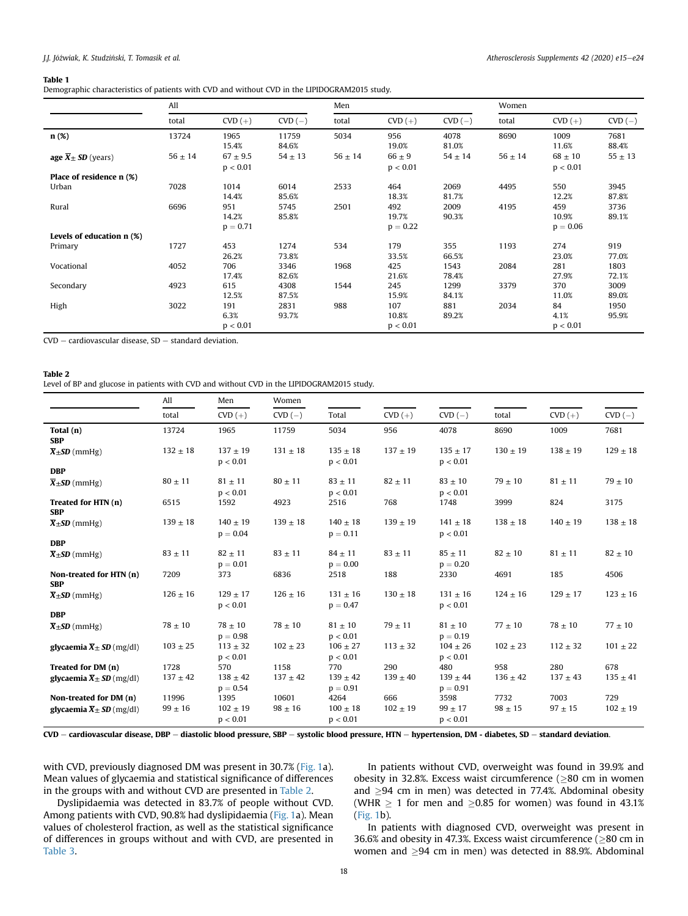**Table 1**
Demographic characteristics of patients with CVD and without CVD in the LIPIDOGRAM2015 study.

| | All | | | Men | | | Women | | |
|---|---|---|---|---|---|---|---|---|---|
| | total | CVD (+) | CVD (−) | total | CVD (+) | CVD (−) | total | CVD (+) | CVD (−) |
| **n (%)** | 13724 | 1965<br>15.4% | 11759<br>84.6% | 5034 | 956<br>19.0% | 4078<br>81.0% | 8690 | 1009<br>11.6% | 7681<br>88.4% |
| **age $\overline{X}$± SD** (years) | 56 ± 14 | 67 ± 9.5<br>p < 0.01 | 54 ± 13 | 56 ± 14 | 66 ± 9<br>p < 0.01 | 54 ± 14 | 56 ± 14 | 68 ± 10<br>p < 0.01 | 55 ± 13 |
| **Place of residence n (%)** | | | | | | | | | |
| Urban | 7028 | 1014<br>14.4% | 6014<br>85.6% | 2533 | 464<br>18.3% | 2069<br>81.7% | 4495 | 550<br>12.2% | 3945<br>87.8% |
| Rural | 6696 | 951<br>14.2%<br>p = 0.71 | 5745<br>85.8% | 2501 | 492<br>19.7%<br>p = 0.22 | 2009<br>90.3% | 4195 | 459<br>10.9%<br>p = 0.06 | 3736<br>89.1% |
| **Levels of education n (%)** | | | | | | | | | |
| Primary | 1727 | 453<br>26.2% | 1274<br>73.8% | 534 | 179<br>33.5% | 355<br>66.5% | 1193 | 274<br>23.0% | 919<br>77.0% |
| Vocational | 4052 | 706<br>17.4% | 3346<br>82.6% | 1968 | 425<br>21.6% | 1543<br>78.4% | 2084 | 281<br>27.9% | 1803<br>72.1% |
| Secondary | 4923 | 615<br>12.5% | 4308<br>87.5% | 1544 | 245<br>15.9% | 1299<br>84.1% | 3379 | 370<br>11.0% | 3009<br>89.0% |
| High | 3022 | 191<br>6.3%<br>p < 0.01 | 2831<br>93.7% | 988 | 107<br>10.8%<br>p < 0.01 | 881<br>89.2% | 2034 | 84<br>4.1%<br>p < 0.01 | 1950<br>95.9% |

CVD − cardiovascular disease, SD − standard deviation.

**Table 2**
Level of BP and glucose in patients with CVD and without CVD in the LIPIDOGRAM2015 study.

| | All | Men | Women | | | | | | |
|---|---|---|---|---|---|---|---|---|---|
| | total | CVD (+) | CVD (−) | Total | CVD (+) | CVD (−) | total | CVD (+) | CVD (−) |
| **Total (n)** | 13724 | 1965 | 11759 | 5034 | 956 | 4078 | 8690 | 1009 | 7681 |
| **SBP** | | | | | | | | | |
| **$\overline{X}$±SD** (mmHg) | 132 ± 18 | 137 ± 19<br>p < 0.01 | 131 ± 18 | 135 ± 18<br>p < 0.01 | 137 ± 19 | 135 ± 17<br>p < 0.01 | 130 ± 19 | 138 ± 19 | 129 ± 18 |
| **DBP** | | | | | | | | | |
| **$\overline{X}$±SD** (mmHg) | 80 ± 11 | 81 ± 11<br>p < 0.01 | 80 ± 11 | 83 ± 11<br>p < 0.01 | 82 ± 11 | 83 ± 10<br>p < 0.01 | 79 ± 10 | 81 ± 11 | 79 ± 10 |
| **Treated for HTN (n)** | 6515 | 1592 | 4923 | 2516 | 768 | 1748 | 3999 | 824 | 3175 |
| **SBP** | | | | | | | | | |
| **$\overline{X}$±SD** (mmHg) | 139 ± 18 | 140 ± 19<br>p = 0.04 | 139 ± 18 | 140 ± 18<br>p = 0.11 | 139 ± 19 | 141 ± 18<br>p < 0.01 | 138 ± 18 | 140 ± 19 | 138 ± 18 |
| **DBP** | | | | | | | | | |
| **$\overline{X}$±SD** (mmHg) | 83 ± 11 | 82 ± 11<br>p = 0.01 | 83 ± 11 | 84 ± 11<br>p = 0.00 | 83 ± 11 | 85 ± 11<br>p = 0.20 | 82 ± 10 | 81 ± 11 | 82 ± 10 |
| **Non-treated for HTN (n)** | 7209 | 373 | 6836 | 2518 | 188 | 2330 | 4691 | 185 | 4506 |
| **SBP** | | | | | | | | | |
| **$\overline{X}$±SD** (mmHg) | 126 ± 16 | 129 ± 17<br>p < 0.01 | 126 ± 16 | 131 ± 16<br>p = 0.47 | 130 ± 18 | 131 ± 16<br>p < 0.01 | 124 ± 16 | 129 ± 17 | 123 ± 16 |
| **DBP** | | | | | | | | | |
| **$\overline{X}$±SD** (mmHg) | 78 ± 10 | 78 ± 10<br>p = 0.98 | 78 ± 10 | 81 ± 10<br>p < 0.01 | 79 ± 11 | 81 ± 10<br>p = 0.19 | 77 ± 10 | 78 ± 10 | 77 ± 10 |
| **glycaemia $\overline{X}$± SD** (mg/dl) | 103 ± 25 | 113 ± 32<br>p < 0.01 | 102 ± 23 | 106 ± 27<br>p < 0.01 | 113 ± 32 | 104 ± 26<br>p < 0.01 | 102 ± 23 | 112 ± 32 | 101 ± 22 |
| **Treated for DM (n)** | 1728 | 570 | 1158 | 770 | 290 | 480 | 958 | 280 | 678 |
| **glycaemia $\overline{X}$± SD** (mg/dl) | 137 ± 42 | 138 ± 42<br>p = 0.54 | 137 ± 42 | 139 ± 42<br>p = 0.91 | 139 ± 40 | 139 ± 44<br>p = 0.91 | 136 ± 42 | 137 ± 43 | 135 ± 41 |
| **Non-treated for DM (n)** | 11996 | 1395 | 10601 | 4264 | 666 | 3598 | 7732 | 7003 | 729 |
| **glycaemia $\overline{X}$± SD** (mg/dl) | 99 ± 16 | 102 ± 19<br>p < 0.01 | 98 ± 16 | 100 ± 18<br>p < 0.01 | 102 ± 19 | 99 ± 17<br>p < 0.01 | 98 ± 15 | 97 ± 15 | 102 ± 19 |

**CVD − cardiovascular disease, DBP − diastolic blood pressure, SBP − systolic blood pressure, HTN − hypertension, DM - diabetes, SD − standard deviation.**

with CVD, previously diagnosed DM was present in 30.7% (Fig. 1a). Mean values of glycaemia and statistical significance of differences in the groups with and without CVD are presented in Table 2.

Dyslipidaemia was detected in 83.7% of people without CVD. Among patients with CVD, 90.8% had dyslipidaemia (Fig. 1a). Mean values of cholesterol fraction, as well as the statistical significance of differences in groups without and with CVD, are presented in Table 3.

In patients without CVD, overweight was found in 39.9% and obesity in 32.8%. Excess waist circumference (≥80 cm in women and ≥94 cm in men) was detected in 77.4%. Abdominal obesity (WHR ≥ 1 for men and ≥0.85 for women) was found in 43.1% (Fig. 1b).

In patients with diagnosed CVD, overweight was present in 36.6% and obesity in 47.3%. Excess waist circumference (≥80 cm in women and ≥94 cm in men) was detected in 88.9%. Abdominal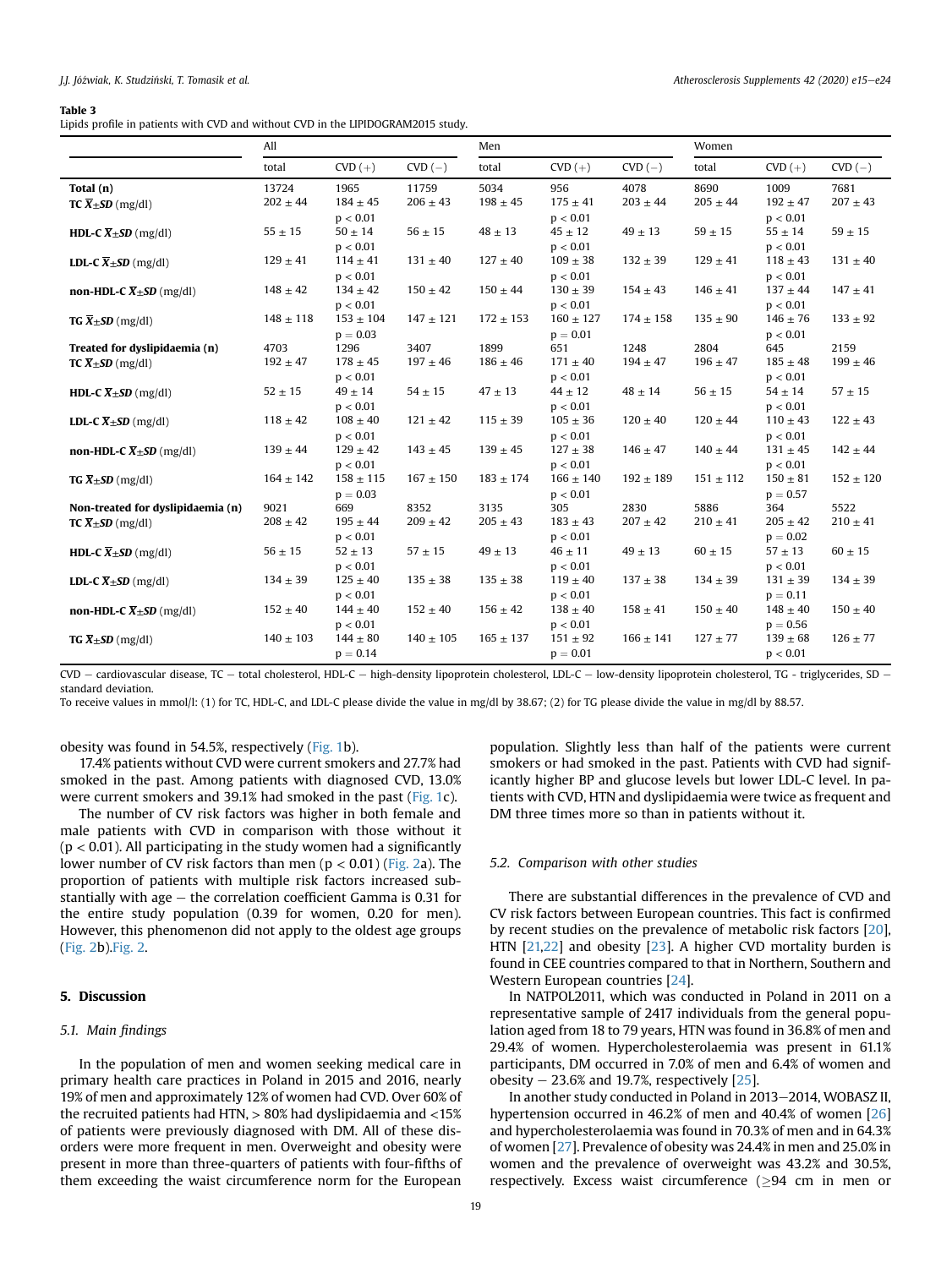**Table 3**
Lipids profile in patients with CVD and without CVD in the LIPIDOGRAM2015 study.

| | All | | | Men | | | Women | | |
|---|---|---|---|---|---|---|---|---|---|
| | total | CVD (+) | CVD (−) | total | CVD (+) | CVD (−) | total | CVD (+) | CVD (−) |
| **Total (n)** | 13724 | 1965 | 11759 | 5034 | 956 | 4078 | 8690 | 1009 | 7681 |
| **TC $\bar{X}$±SD** (mg/dl) | 202 ± 44 | 184 ± 45 $p < 0.01$ | 206 ± 43 | 198 ± 45 | 175 ± 41 $p < 0.01$ | 203 ± 44 | 205 ± 44 | 192 ± 47 $p < 0.01$ | 207 ± 43 |
| **HDL-C $\bar{X}$±SD** (mg/dl) | 55 ± 15 | 50 ± 14 $p < 0.01$ | 56 ± 15 | 48 ± 13 | 45 ± 12 $p < 0.01$ | 49 ± 13 | 59 ± 15 | 55 ± 14 $p < 0.01$ | 59 ± 15 |
| **LDL-C $\bar{X}$±SD** (mg/dl) | 129 ± 41 | 114 ± 41 $p < 0.01$ | 131 ± 40 | 127 ± 40 | 109 ± 38 $p < 0.01$ | 132 ± 39 | 129 ± 41 | 118 ± 43 $p < 0.01$ | 131 ± 40 |
| **non-HDL-C $\bar{X}$±SD** (mg/dl) | 148 ± 42 | 134 ± 42 $p < 0.01$ | 150 ± 42 | 150 ± 44 | 130 ± 39 $p < 0.01$ | 154 ± 43 | 146 ± 41 | 137 ± 44 $p < 0.01$ | 147 ± 41 |
| **TG $\bar{X}$±SD** (mg/dl) | 148 ± 118 | 153 ± 104 $p = 0.03$ | 147 ± 121 | 172 ± 153 | 160 ± 127 $p = 0.01$ | 174 ± 158 | 135 ± 90 | 146 ± 76 $p < 0.01$ | 133 ± 92 |
| **Treated for dyslipidaemia (n)** | 4703 | 1296 | 3407 | 1899 | 651 | 1248 | 2804 | 645 | 2159 |
| **TC $\bar{X}$±SD** (mg/dl) | 192 ± 47 | 178 ± 45 $p < 0.01$ | 197 ± 46 | 186 ± 46 | 171 ± 40 $p < 0.01$ | 194 ± 47 | 196 ± 47 | 185 ± 48 $p < 0.01$ | 199 ± 46 |
| **HDL-C $\bar{X}$±SD** (mg/dl) | 52 ± 15 | 49 ± 14 $p < 0.01$ | 54 ± 15 | 47 ± 13 | 44 ± 12 $p < 0.01$ | 48 ± 14 | 56 ± 15 | 54 ± 14 $p < 0.01$ | 57 ± 15 |
| **LDL-C $\bar{X}$±SD** (mg/dl) | 118 ± 42 | 108 ± 40 $p < 0.01$ | 121 ± 42 | 115 ± 39 | 105 ± 36 $p < 0.01$ | 120 ± 40 | 120 ± 44 | 110 ± 43 $p < 0.01$ | 122 ± 43 |
| **non-HDL-C $\bar{X}$±SD** (mg/dl) | 139 ± 44 | 129 ± 42 $p < 0.01$ | 143 ± 45 | 139 ± 45 | 127 ± 38 $p < 0.01$ | 146 ± 47 | 140 ± 44 | 131 ± 45 $p < 0.01$ | 142 ± 44 |
| **TG $\bar{X}$±SD** (mg/dl) | 164 ± 142 | 158 ± 115 $p = 0.03$ | 167 ± 150 | 183 ± 174 | 166 ± 140 $p < 0.01$ | 192 ± 189 | 151 ± 112 | 150 ± 81 $p = 0.57$ | 152 ± 120 |
| **Non-treated for dyslipidaemia (n)** | 9021 | 669 | 8352 | 3135 | 305 | 2830 | 5886 | 364 | 5522 |
| **TC $\bar{X}$±SD** (mg/dl) | 208 ± 42 | 195 ± 44 $p < 0.01$ | 209 ± 42 | 205 ± 43 | 183 ± 43 $p < 0.01$ | 207 ± 42 | 210 ± 41 | 205 ± 42 $p = 0.02$ | 210 ± 41 |
| **HDL-C $\bar{X}$±SD** (mg/dl) | 56 ± 15 | 52 ± 13 $p < 0.01$ | 57 ± 15 | 49 ± 13 | 46 ± 11 $p < 0.01$ | 49 ± 13 | 60 ± 15 | 57 ± 13 $p < 0.01$ | 60 ± 15 |
| **LDL-C $\bar{X}$±SD** (mg/dl) | 134 ± 39 | 125 ± 40 $p < 0.01$ | 135 ± 38 | 135 ± 38 | 119 ± 40 $p < 0.01$ | 137 ± 38 | 134 ± 39 | 131 ± 39 $p = 0.11$ | 134 ± 39 |
| **non-HDL-C $\bar{X}$±SD** (mg/dl) | 152 ± 40 | 144 ± 40 $p < 0.01$ | 152 ± 40 | 156 ± 42 | 138 ± 40 $p < 0.01$ | 158 ± 41 | 150 ± 40 | 148 ± 40 $p = 0.56$ | 150 ± 40 |
| **TG $\bar{X}$±SD** (mg/dl) | 140 ± 103 | 144 ± 80 $p = 0.14$ | 140 ± 105 | 165 ± 137 | 151 ± 92 $p = 0.01$ | 166 ± 141 | 127 ± 77 | 139 ± 68 $p < 0.01$ | 126 ± 77 |

CVD − cardiovascular disease, TC − total cholesterol, HDL-C − high-density lipoprotein cholesterol, LDL-C − low-density lipoprotein cholesterol, TG - triglycerides, SD − standard deviation.
To receive values in mmol/l: (1) for TC, HDL-C, and LDL-C please divide the value in mg/dl by 38.67; (2) for TG please divide the value in mg/dl by 88.57.

obesity was found in 54.5%, respectively (Fig. 1b).

17.4% patients without CVD were current smokers and 27.7% had smoked in the past. Among patients with diagnosed CVD, 13.0% were current smokers and 39.1% had smoked in the past (Fig. 1c).

The number of CV risk factors was higher in both female and male patients with CVD in comparison with those without it ($p < 0.01$). All participating in the study women had a significantly lower number of CV risk factors than men ($p < 0.01$) (Fig. 2a). The proportion of patients with multiple risk factors increased substantially with age − the correlation coefficient Gamma is 0.31 for the entire study population (0.39 for women, 0.20 for men). However, this phenomenon did not apply to the oldest age groups (Fig. 2b).Fig. 2.

## 5. Discussion

### 5.1. Main findings

In the population of men and women seeking medical care in primary health care practices in Poland in 2015 and 2016, nearly 19% of men and approximately 12% of women had CVD. Over 60% of the recruited patients had HTN, > 80% had dyslipidaemia and <15% of patients were previously diagnosed with DM. All of these disorders were more frequent in men. Overweight and obesity were present in more than three-quarters of patients with four-fifths of them exceeding the waist circumference norm for the European population. Slightly less than half of the patients were current smokers or had smoked in the past. Patients with CVD had significantly higher BP and glucose levels but lower LDL-C level. In patients with CVD, HTN and dyslipidaemia were twice as frequent and DM three times more so than in patients without it.

### 5.2. Comparison with other studies

There are substantial differences in the prevalence of CVD and CV risk factors between European countries. This fact is confirmed by recent studies on the prevalence of metabolic risk factors [20], HTN [21,22] and obesity [23]. A higher CVD mortality burden is found in CEE countries compared to that in Northern, Southern and Western European countries [24].

In NATPOL2011, which was conducted in Poland in 2011 on a representative sample of 2417 individuals from the general population aged from 18 to 79 years, HTN was found in 36.8% of men and 29.4% of women. Hypercholesterolaemia was present in 61.1% participants, DM occurred in 7.0% of men and 6.4% of women and obesity − 23.6% and 19.7%, respectively [25].

In another study conducted in Poland in 2013−2014, WOBASZ II, hypertension occurred in 46.2% of men and 40.4% of women [26] and hypercholesterolaemia was found in 70.3% of men and in 64.3% of women [27]. Prevalence of obesity was 24.4% in men and 25.0% in women and the prevalence of overweight was 43.2% and 30.5%, respectively. Excess waist circumference (≥94 cm in men or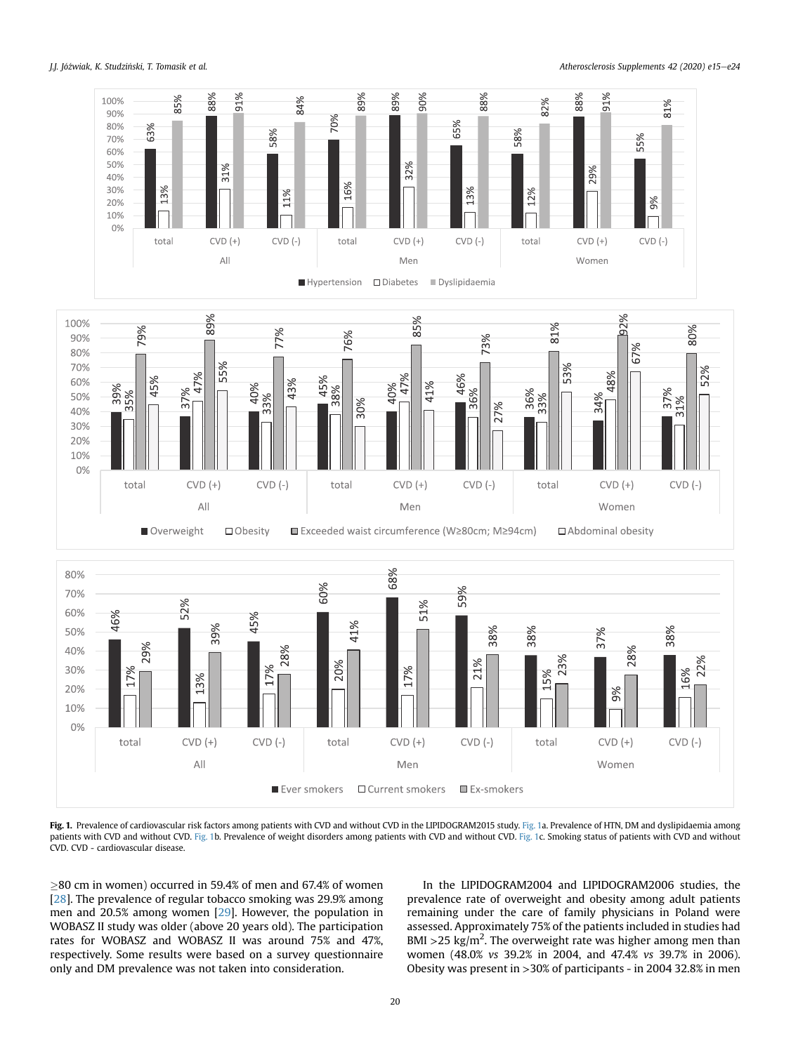**Fig. 1.** Prevalence of cardiovascular risk factors among patients with CVD and without CVD in the LIPIDOGRAM2015 study. Fig. 1a. Prevalence of HTN, DM and dyslipidaemia among patients with CVD and without CVD. Fig. 1b. Prevalence of weight disorders among patients with CVD and without CVD. Fig. 1c. Smoking status of patients with CVD and without CVD. CVD - cardiovascular disease.

≥80 cm in women) occurred in 59.4% of men and 67.4% of women [28]. The prevalence of regular tobacco smoking was 29.9% among men and 20.5% among women [29]. However, the population in WOBASZ II study was older (above 20 years old). The participation rates for WOBASZ and WOBASZ II was around 75% and 47%, respectively. Some results were based on a survey questionnaire only and DM prevalence was not taken into consideration.

In the LIPIDOGRAM2004 and LIPIDOGRAM2006 studies, the prevalence rate of overweight and obesity among adult patients remaining under the care of family physicians in Poland were assessed. Approximately 75% of the patients included in studies had BMI >25 kg/m$^2$. The overweight rate was higher among men than women (48.0% *vs* 39.2% in 2004, and 47.4% *vs* 39.7% in 2006). Obesity was present in >30% of participants - in 2004 32.8% in men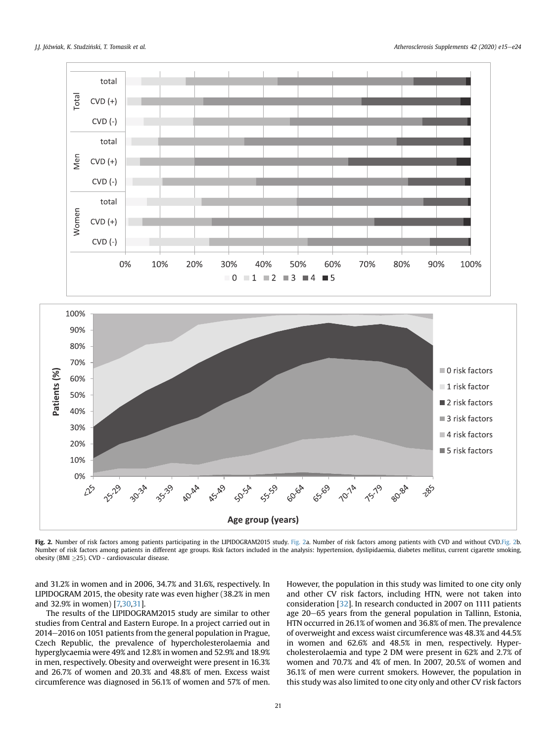**Fig. 2.** Number of risk factors among patients participating in the LIPIDOGRAM2015 study. Fig. 2a. Number of risk factors among patients with CVD and without CVD. Fig. 2b. Number of risk factors among patients in different age groups. Risk factors included in the analysis: hypertension, dyslipidaemia, diabetes mellitus, current cigarette smoking, obesity (BMI ≥25). CVD - cardiovascular disease.

and 31.2% in women and in 2006, 34.7% and 31.6%, respectively. In LIPIDOGRAM 2015, the obesity rate was even higher (38.2% in men and 32.9% in women) [7,30,31].

The results of the LIPIDOGRAM2015 study are similar to other studies from Central and Eastern Europe. In a project carried out in 2014–2016 on 1051 patients from the general population in Prague, Czech Republic, the prevalence of hypercholesterolaemia and hyperglycaemia were 49% and 12.8% in women and 52.9% and 18.9% in men, respectively. Obesity and overweight were present in 16.3% and 26.7% of women and 20.3% and 48.8% of men. Excess waist circumference was diagnosed in 56.1% of women and 57% of men. However, the population in this study was limited to one city only and other CV risk factors, including HTN, were not taken into consideration [32]. In research conducted in 2007 on 1111 patients age 20–65 years from the general population in Tallinn, Estonia, HTN occurred in 26.1% of women and 36.8% of men. The prevalence of overweight and excess waist circumference was 48.3% and 44.5% in women and 62.6% and 48.5% in men, respectively. Hypercholesterolaemia and type 2 DM were present in 62% and 2.7% of women and 70.7% and 4% of men. In 2007, 20.5% of women and 36.1% of men were current smokers. However, the population in this study was also limited to one city only and other CV risk factors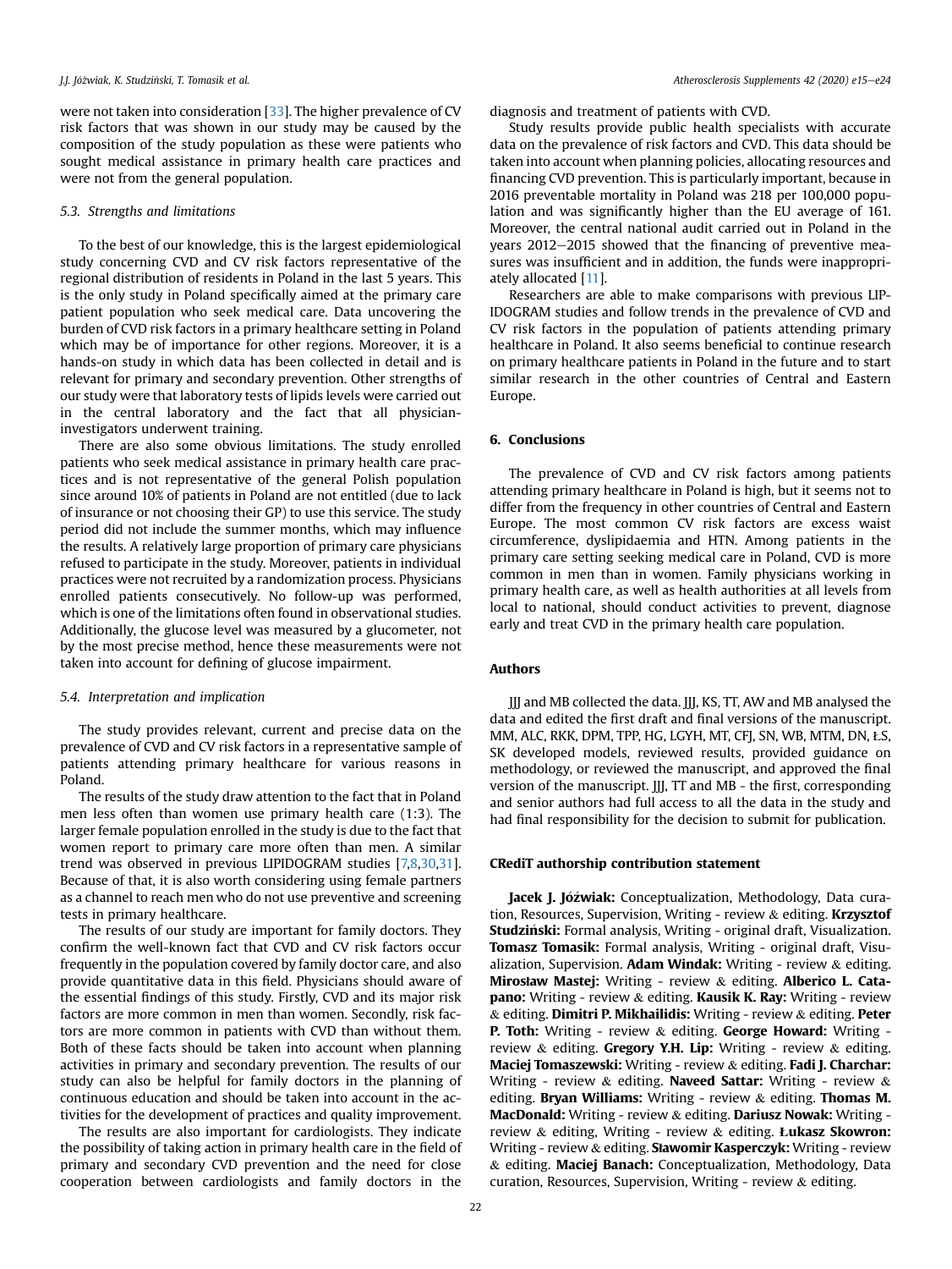were not taken into consideration [33]. The higher prevalence of CV risk factors that was shown in our study may be caused by the composition of the study population as these were patients who sought medical assistance in primary health care practices and were not from the general population.

### 5.3. Strengths and limitations

To the best of our knowledge, this is the largest epidemiological study concerning CVD and CV risk factors representative of the regional distribution of residents in Poland in the last 5 years. This is the only study in Poland specifically aimed at the primary care patient population who seek medical care. Data uncovering the burden of CVD risk factors in a primary healthcare setting in Poland which may be of importance for other regions. Moreover, it is a hands-on study in which data has been collected in detail and is relevant for primary and secondary prevention. Other strengths of our study were that laboratory tests of lipids levels were carried out in the central laboratory and the fact that all physician-investigators underwent training.

There are also some obvious limitations. The study enrolled patients who seek medical assistance in primary health care practices and is not representative of the general Polish population since around 10% of patients in Poland are not entitled (due to lack of insurance or not choosing their GP) to use this service. The study period did not include the summer months, which may influence the results. A relatively large proportion of primary care physicians refused to participate in the study. Moreover, patients in individual practices were not recruited by a randomization process. Physicians enrolled patients consecutively. No follow-up was performed, which is one of the limitations often found in observational studies. Additionally, the glucose level was measured by a glucometer, not by the most precise method, hence these measurements were not taken into account for defining of glucose impairment.

### 5.4. Interpretation and implication

The study provides relevant, current and precise data on the prevalence of CVD and CV risk factors in a representative sample of patients attending primary healthcare for various reasons in Poland.

The results of the study draw attention to the fact that in Poland men less often than women use primary health care (1:3). The larger female population enrolled in the study is due to the fact that women report to primary care more often than men. A similar trend was observed in previous LIPIDOGRAM studies [7,8,30,31]. Because of that, it is also worth considering using female partners as a channel to reach men who do not use preventive and screening tests in primary healthcare.

The results of our study are important for family doctors. They confirm the well-known fact that CVD and CV risk factors occur frequently in the population covered by family doctor care, and also provide quantitative data in this field. Physicians should aware of the essential findings of this study. Firstly, CVD and its major risk factors are more common in men than women. Secondly, risk factors are more common in patients with CVD than without them. Both of these facts should be taken into account when planning activities in primary and secondary prevention. The results of our study can also be helpful for family doctors in the planning of continuous education and should be taken into account in the activities for the development of practices and quality improvement.

The results are also important for cardiologists. They indicate the possibility of taking action in primary health care in the field of primary and secondary CVD prevention and the need for close cooperation between cardiologists and family doctors in the diagnosis and treatment of patients with CVD.

Study results provide public health specialists with accurate data on the prevalence of risk factors and CVD. This data should be taken into account when planning policies, allocating resources and financing CVD prevention. This is particularly important, because in 2016 preventable mortality in Poland was 218 per 100,000 population and was significantly higher than the EU average of 161. Moreover, the central national audit carried out in Poland in the years 2012–2015 showed that the financing of preventive measures was insufficient and in addition, the funds were inappropriately allocated [11].

Researchers are able to make comparisons with previous LIPIDOGRAM studies and follow trends in the prevalence of CVD and CV risk factors in the population of patients attending primary healthcare in Poland. It also seems beneficial to continue research on primary healthcare patients in Poland in the future and to start similar research in the other countries of Central and Eastern Europe.

## 6. Conclusions

The prevalence of CVD and CV risk factors among patients attending primary healthcare in Poland is high, but it seems not to differ from the frequency in other countries of Central and Eastern Europe. The most common CV risk factors are excess waist circumference, dyslipidaemia and HTN. Among patients in the primary care setting seeking medical care in Poland, CVD is more common in men than in women. Family physicians working in primary health care, as well as health authorities at all levels from local to national, should conduct activities to prevent, diagnose early and treat CVD in the primary health care population.

## Authors

JJJ and MB collected the data. JJJ, KS, TT, AW and MB analysed the data and edited the first draft and final versions of the manuscript. MM, ALC, RKK, DPM, TPP, HG, LGYH, MT, CFJ, SN, WB, MTM, DN, ŁS, SK developed models, reviewed results, provided guidance on methodology, or reviewed the manuscript, and approved the final version of the manuscript. JJJ, TT and MB - the first, corresponding and senior authors had full access to all the data in the study and had final responsibility for the decision to submit for publication.

## CRediT authorship contribution statement

**Jacek J. Jóźwiak:** Conceptualization, Methodology, Data curation, Resources, Supervision, Writing - review & editing. **Krzysztof Studziński:** Formal analysis, Writing - original draft, Visualization. **Tomasz Tomasik:** Formal analysis, Writing - original draft, Visualization, Supervision. **Adam Windak:** Writing - review & editing. **Mirosław Mastej:** Writing - review & editing. **Alberico L. Catapano:** Writing - review & editing. **Kausik K. Ray:** Writing - review & editing. **Dimitri P. Mikhailidis:** Writing - review & editing. **Peter P. Toth:** Writing - review & editing. **George Howard:** Writing - review & editing. **Gregory Y.H. Lip:** Writing - review & editing. **Maciej Tomaszewski:** Writing - review & editing. **Fadi J. Charchar:** Writing - review & editing. **Naveed Sattar:** Writing - review & editing. **Bryan Williams:** Writing - review & editing. **Thomas M. MacDonald:** Writing - review & editing. **Dariusz Nowak:** Writing - review & editing, Writing - review & editing. **Łukasz Skowron:** Writing - review & editing. **Sławomir Kasperczyk:** Writing - review & editing. **Maciej Banach:** Conceptualization, Methodology, Data curation, Resources, Supervision, Writing - review & editing.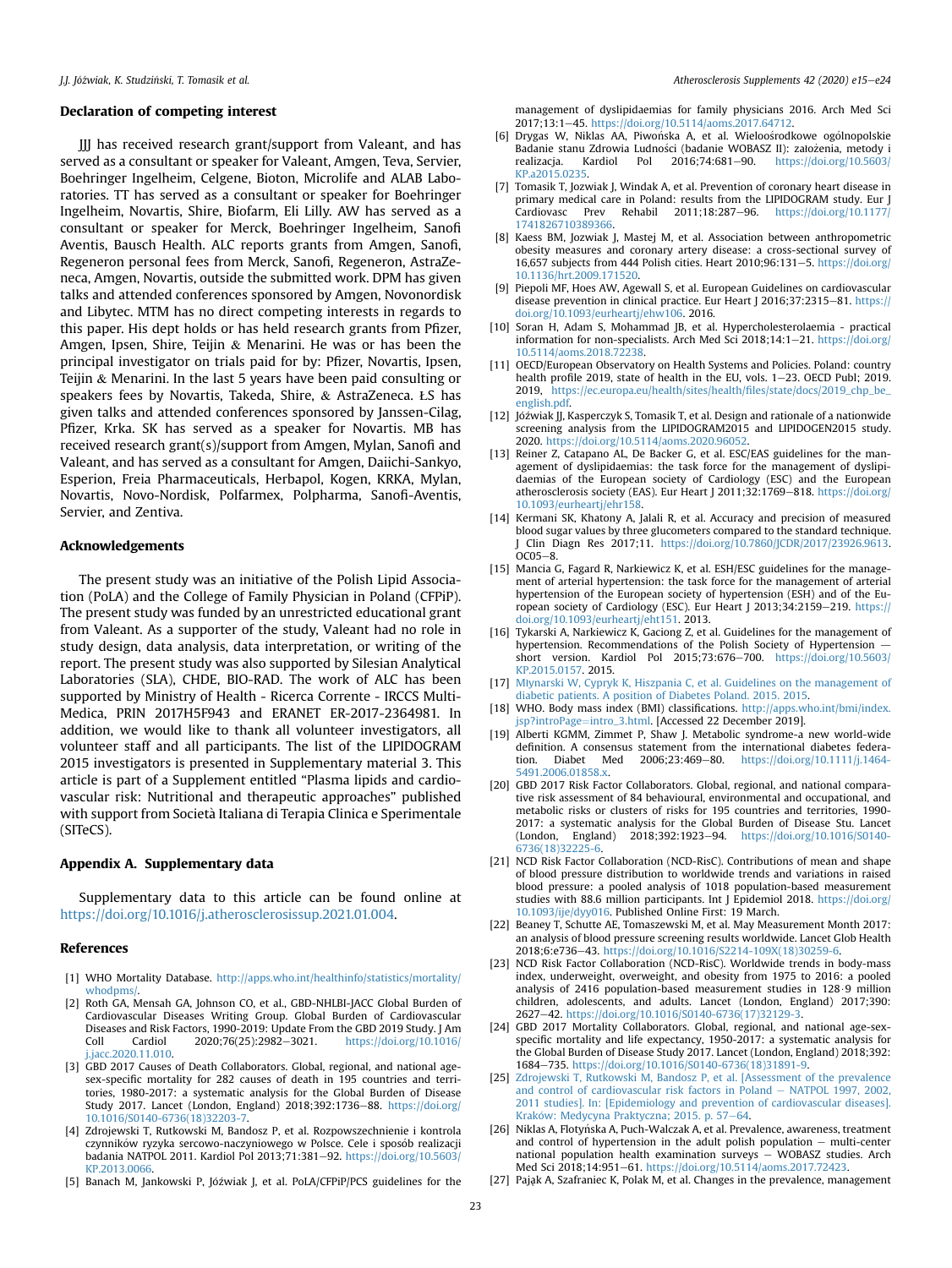## Declaration of competing interest

JJJ has received research grant/support from Valeant, and has served as a consultant or speaker for Valeant, Amgen, Teva, Servier, Boehringer Ingelheim, Celgene, Bioton, Microlife and ALAB Laboratories. TT has served as a consultant or speaker for Boehringer Ingelheim, Novartis, Shire, Biofarm, Eli Lilly. AW has served as a consultant or speaker for Merck, Boehringer Ingelheim, Sanofi Aventis, Bausch Health. ALC reports grants from Amgen, Sanofi, Regeneron personal fees from Merck, Sanofi, Regeneron, AstraZeneca, Amgen, Novartis, outside the submitted work. DPM has given talks and attended conferences sponsored by Amgen, Novonordisk and Libytec. MTM has no direct competing interests in regards to this paper. His dept holds or has held research grants from Pfizer, Amgen, Ipsen, Shire, Teijin & Menarini. He was or has been the principal investigator on trials paid for by: Pfizer, Novartis, Ipsen, Teijin & Menarini. In the last 5 years have been paid consulting or speakers fees by Novartis, Takeda, Shire, & AstraZeneca. ŁS has given talks and attended conferences sponsored by Janssen-Cilag, Pfizer, Krka. SK has served as a speaker for Novartis. MB has received research grant(s)/support from Amgen, Mylan, Sanofi and Valeant, and has served as a consultant for Amgen, Daiichi-Sankyo, Esperion, Freia Pharmaceuticals, Herbapol, Kogen, KRKA, Mylan, Novartis, Novo-Nordisk, Polfarmex, Polpharma, Sanofi-Aventis, Servier, and Zentiva.

## Acknowledgements

The present study was an initiative of the Polish Lipid Association (PoLA) and the College of Family Physician in Poland (CFPiP). The present study was funded by an unrestricted educational grant from Valeant. As a supporter of the study, Valeant had no role in study design, data analysis, data interpretation, or writing of the report. The present study was also supported by Silesian Analytical Laboratories (SLA), CHDE, BIO-RAD. The work of ALC has been supported by Ministry of Health - Ricerca Corrente - IRCCS MultiMedica, PRIN 2017H5F943 and ERANET ER-2017-2364981. In addition, we would like to thank all volunteer investigators, all volunteer staff and all participants. The list of the LIPIDOGRAM 2015 investigators is presented in Supplementary material 3. This article is part of a Supplement entitled "Plasma lipids and cardiovascular risk: Nutritional and therapeutic approaches" published with support from Società Italiana di Terapia Clinica e Sperimentale (SITeCS).

## Appendix A. Supplementary data

Supplementary data to this article can be found online at https://doi.org/10.1016/j.atherosclerosissup.2021.01.004.

## References

[1] WHO Mortality Database. http://apps.who.int/healthinfo/statistics/mortality/whodpms/.

[2] Roth GA, Mensah GA, Johnson CO, et al., GBD-NHLBI-JACC Global Burden of Cardiovascular Diseases Writing Group. Global Burden of Cardiovascular Diseases and Risk Factors, 1990-2019: Update From the GBD 2019 Study. J Am Coll Cardiol 2020;76(25):2982–3021. https://doi.org/10.1016/j.jacc.2020.11.010.

[3] GBD 2017 Causes of Death Collaborators. Global, regional, and national age-sex-specific mortality for 282 causes of death in 195 countries and territories, 1980-2017: a systematic analysis for the Global Burden of Disease Study 2017. Lancet (London, England) 2018;392:1736–88. https://doi.org/10.1016/S0140-6736(18)32203-7.

[4] Zdrojewski T, Rutkowski M, Bandosz P, et al. Rozpowszechnienie i kontrola czynników ryzyka sercowo-naczyniowego w Polsce. Cele i sposób realizacji badania NATPOL 2011. Kardiol Pol 2013;71:381–92. https://doi.org/10.5603/KP.2013.0066.

[5] Banach M, Jankowski P, Jóźwiak J, et al. PoLA/CFPiP/PCS guidelines for the management of dyslipidaemias for family physicians 2016. Arch Med Sci 2017;13:1–45. https://doi.org/10.5114/aoms.2017.64712.

[6] Drygas W, Niklas AA, Piwońska A, et al. Wieloośrodkowe ogólnopolskie Badanie stanu Zdrowia Ludności (badanie WOBASZ II): założenia, metody i realizacja. Kardiol Pol 2016;74:681–90. https://doi.org/10.5603/KP.a2015.0235.

[7] Tomasik T, Jozwiak J, Windak A, et al. Prevention of coronary heart disease in primary medical care in Poland: results from the LIPIDOGRAM study. Eur J Cardiovasc Prev Rehabil 2011;18:287–96. https://doi.org/10.1177/1741826710389366.

[8] Kaess BM, Jozwiak J, Mastej M, et al. Association between anthropometric obesity measures and coronary artery disease: a cross-sectional survey of 16,657 subjects from 444 Polish cities. Heart 2010;96:131–5. https://doi.org/10.1136/hrt.2009.171520.

[9] Piepoli MF, Hoes AW, Agewall S, et al. European Guidelines on cardiovascular disease prevention in clinical practice. Eur Heart J 2016;37:2315–81. https://doi.org/10.1093/eurheartj/ehw106. 2016.

[10] Soran H, Adam S, Mohammad JB, et al. Hypercholesterolaemia - practical information for non-specialists. Arch Med Sci 2018;14:1–21. https://doi.org/10.5114/aoms.2018.72238.

[11] OECD/European Observatory on Health Systems and Policies. Poland: country health profile 2019, state of health in the EU, vols. 1–23. OECD Publ; 2019. 2019, https://ec.europa.eu/health/sites/health/files/state/docs/2019_chp_be_english.pdf.

[12] Jóźwiak JJ, Kasperczyk S, Tomasik T, et al. Design and rationale of a nationwide screening analysis from the LIPIDOGRAM2015 and LIPIDOGEN2015 study. 2020. https://doi.org/10.5114/aoms.2020.96052.

[13] Reiner Z, Catapano AL, De Backer G, et al. ESC/EAS guidelines for the management of dyslipidaemias: the task force for the management of dyslipidaemias of the European society of Cardiology (ESC) and the European atherosclerosis society (EAS). Eur Heart J 2011;32:1769–818. https://doi.org/10.1093/eurheartj/ehr158.

[14] Kermani SK, Khatony A, Jalali R, et al. Accuracy and precision of measured blood sugar values by three glucometers compared to the standard technique. J Clin Diagn Res 2017;11. https://doi.org/10.7860/JCDR/2017/23926.9613. OC05–8.

[15] Mancia G, Fagard R, Narkiewicz K, et al. ESH/ESC guidelines for the management of arterial hypertension: the task force for the management of arterial hypertension of the European society of hypertension (ESH) and of the European society of Cardiology (ESC). Eur Heart J 2013;34:2159–219. https://doi.org/10.1093/eurheartj/eht151. 2013.

[16] Tykarski A, Narkiewicz K, Gaciong Z, et al. Guidelines for the management of hypertension. Recommendations of the Polish Society of Hypertension — short version. Kardiol Pol 2015;73:676–700. https://doi.org/10.5603/KP.2015.0157. 2015.

[17] Mlynarski W, Cypryk K, Hiszpania C, et al. Guidelines on the management of diabetic patients. A position of Diabetes Poland. 2015. 2015.

[18] WHO. Body mass index (BMI) classifications. http://apps.who.int/bmi/index.jsp?introPage=intro_3.html. [Accessed 22 December 2019].

[19] Alberti KGMM, Zimmet P, Shaw J. Metabolic syndrome-a new world-wide definition. A consensus statement from the international diabetes federation. Diabet Med 2006;23:469–80. https://doi.org/10.1111/j.1464-5491.2006.01858.x.

[20] GBD 2017 Risk Factor Collaborators. Global, regional, and national comparative risk assessment of 84 behavioural, environmental and occupational, and metabolic risks or clusters of risks for 195 countries and territories, 1990-2017: a systematic analysis for the Global Burden of Disease Stu. Lancet (London, England) 2018;392:1923–94. https://doi.org/10.1016/S0140-6736(18)32225-6.

[21] NCD Risk Factor Collaboration (NCD-RisC). Contributions of mean and shape of blood pressure distribution to worldwide trends and variations in raised blood pressure: a pooled analysis of 1018 population-based measurement studies with 88.6 million participants. Int J Epidemiol 2018. https://doi.org/10.1093/ije/dyy016. Published Online First: 19 March.

[22] Beaney T, Schutte AE, Tomaszewski M, et al. May Measurement Month 2017: an analysis of blood pressure screening results worldwide. Lancet Glob Health 2018;6:e736–43. https://doi.org/10.1016/S2214-109X(18)30259-6.

[23] NCD Risk Factor Collaboration (NCD-RisC). Worldwide trends in body-mass index, underweight, overweight, and obesity from 1975 to 2016: a pooled analysis of 2416 population-based measurement studies in 128·9 million children, adolescents, and adults. Lancet (London, England) 2017;390:2627–42. https://doi.org/10.1016/S0140-6736(17)32129-3.

[24] GBD 2017 Mortality Collaborators. Global, regional, and national age-sex-specific mortality and life expectancy, 1950-2017: a systematic analysis for the Global Burden of Disease Study 2017. Lancet (London, England) 2018;392:1684–735. https://doi.org/10.1016/S0140-6736(18)31891-9.

[25] Zdrojewski T, Rutkowski M, Bandosz P, et al. [Assessment of the prevalence and control of cardiovascular risk factors in Poland — NATPOL 1997, 2002, 2011 studies]. In: [Epidemiology and prevention of cardiovascular diseases]. Kraków: Medycyna Praktyczna; 2015. p. 57–64.

[26] Niklas A, Flotyńska A, Puch-Walczak A, et al. Prevalence, awareness, treatment and control of hypertension in the adult polish population — multi-center national population health examination surveys — WOBASZ studies. Arch Med Sci 2018;14:951–61. https://doi.org/10.5114/aoms.2017.72423.

[27] Pająk A, Szafraniec K, Polak M, et al. Changes in the prevalence, management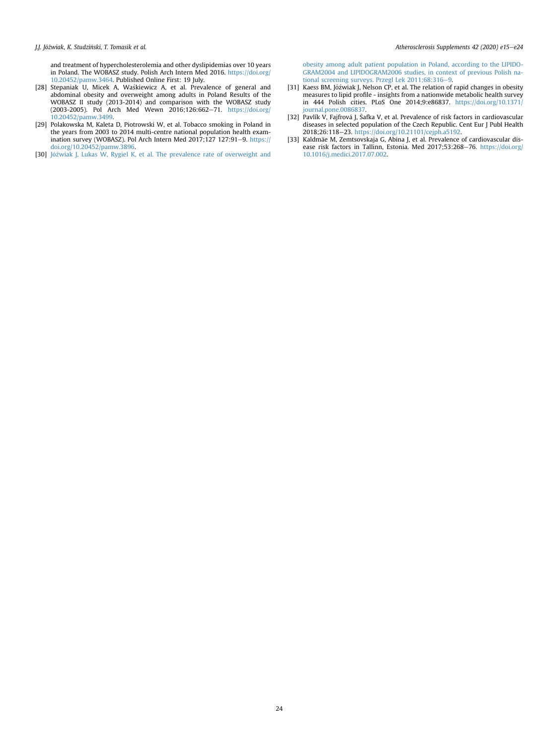and treatment of hypercholesterolemia and other dyslipidemias over 10 years in Poland. The WOBASZ study. Polish Arch Intern Med 2016. https://doi.org/10.20452/pamw.3464. Published Online First: 19 July.

[28] Stepaniak U, Micek A, Waśkiewicz A, et al. Prevalence of general and abdominal obesity and overweight among adults in Poland Results of the WOBASZ II study (2013-2014) and comparison with the WOBASZ study (2003-2005). Pol Arch Med Wewn 2016;126:662–71. https://doi.org/10.20452/pamw.3499.

[29] Polakowska M, Kaleta D, Piotrowski W, et al. Tobacco smoking in Poland in the years from 2003 to 2014 multi-centre national population health examination survey (WOBASZ). Pol Arch Intern Med 2017;127 127:91–9. https://doi.org/10.20452/pamw.3896.

[30] Jóźwiak J, Lukas W, Rygiel K, et al. The prevalence rate of overweight and obesity among adult patient population in Poland, according to the LIPIDOGRAM2004 and LIPIDOGRAM2006 studies, in context of previous Polish national screening surveys. Przegl Lek 2011;68:316–9.

[31] Kaess BM, Jóźwiak J, Nelson CP, et al. The relation of rapid changes in obesity measures to lipid profile - insights from a nationwide metabolic health survey in 444 Polish cities. PLoS One 2014;9:e86837. https://doi.org/10.1371/journal.pone.0086837.

[32] Pavlík V, Fajfrová J, Šafka V, et al. Prevalence of risk factors in cardiovascular diseases in selected population of the Czech Republic. Cent Eur J Publ Health 2018;26:118–23. https://doi.org/10.21101/cejph.a5192.

[33] Kaldmäe M, Zemtsovskaja G, Abina J, et al. Prevalence of cardiovascular disease risk factors in Tallinn, Estonia. Med 2017;53:268–76. https://doi.org/10.1016/j.medici.2017.07.002.